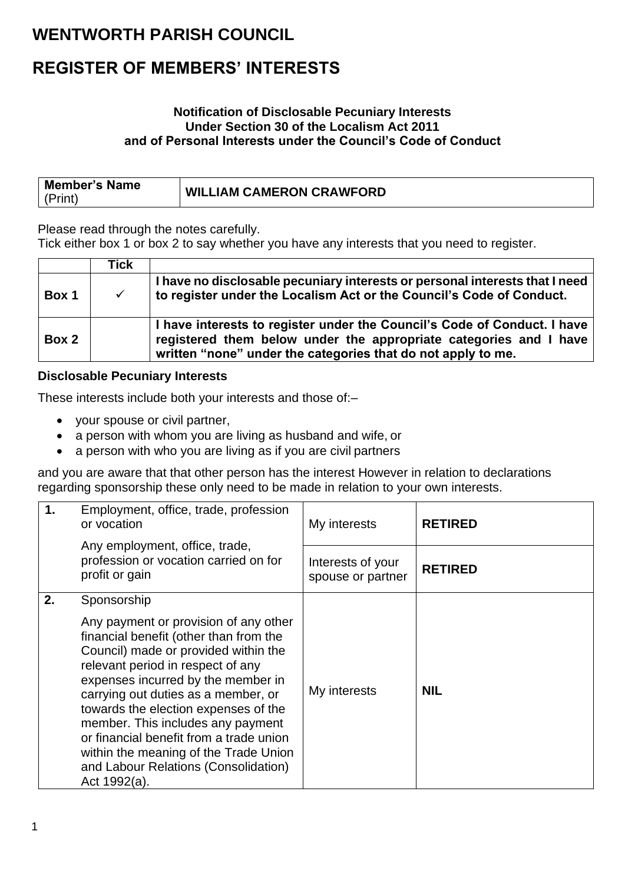# WENTWORTH PARISH COUNCIL

# REGISTER OF MEMBERS' INTERESTS

**Notification of Disclosable Pecuniary Interests**
**Under Section 30 of the Localism Act 2011**
**and of Personal Interests under the Council's Code of Conduct**

| **Member's Name** (Print) | **WILLIAM CAMERON CRAWFORD** |
|---|---|

Please read through the notes carefully.
Tick either box 1 or box 2 to say whether you have any interests that you need to register.

| | **Tick** | |
|---|---|---|
| **Box 1** | ✓ | **I have no disclosable pecuniary interests or personal interests that I need to register under the Localism Act or the Council's Code of Conduct.** |
| **Box 2** | | **I have interests to register under the Council's Code of Conduct. I have registered them below under the appropriate categories and I have written "none" under the categories that do not apply to me.** |

**Disclosable Pecuniary Interests**

These interests include both your interests and those of:–

- your spouse or civil partner,
- a person with whom you are living as husband and wife, or
- a person with who you are living as if you are civil partners

and you are aware that that other person has the interest However in relation to declarations regarding sponsorship these only need to be made in relation to your own interests.

| **1.** | Employment, office, trade, profession or vocation<br><br>Any employment, office, trade, profession or vocation carried on for profit or gain | My interests | **RETIRED** |
|---|---|---|---|
| | | Interests of your spouse or partner | **RETIRED** |
| **2.** | Sponsorship<br><br>Any payment or provision of any other financial benefit (other than from the Council) made or provided within the relevant period in respect of any expenses incurred by the member in carrying out duties as a member, or towards the election expenses of the member. This includes any payment or financial benefit from a trade union within the meaning of the Trade Union and Labour Relations (Consolidation) Act 1992(a). | My interests | **NIL** |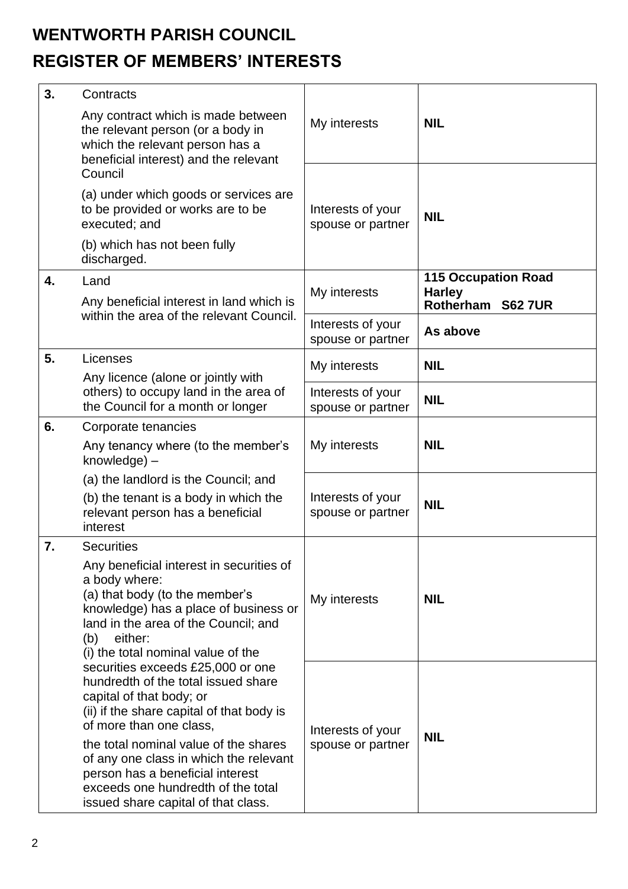# WENTWORTH PARISH COUNCIL

# REGISTER OF MEMBERS' INTERESTS

| | | | |
|---|---|---|---|
| **3.** | Contracts<br>Any contract which is made between the relevant person (or a body in which the relevant person has a beneficial interest) and the relevant Council<br>(a) under which goods or services are to be provided or works are to be executed; and<br>(b) which has not been fully discharged. | My interests | **NIL** |
| | | Interests of your spouse or partner | **NIL** |
| **4.** | Land<br>Any beneficial interest in land which is within the area of the relevant Council. | My interests | **115 Occupation Road Harley Rotherham S62 7UR** |
| | | Interests of your spouse or partner | **As above** |
| **5.** | Licenses<br>Any licence (alone or jointly with others) to occupy land in the area of the Council for a month or longer | My interests | **NIL** |
| | | Interests of your spouse or partner | **NIL** |
| **6.** | Corporate tenancies<br>Any tenancy where (to the member's knowledge) –<br>(a) the landlord is the Council; and<br>(b) the tenant is a body in which the relevant person has a beneficial interest | My interests | **NIL** |
| | | Interests of your spouse or partner | **NIL** |
| **7.** | Securities<br>Any beneficial interest in securities of a body where:<br>(a) that body (to the member's knowledge) has a place of business or land in the area of the Council; and<br>(b) either:<br>(i) the total nominal value of the securities exceeds £25,000 or one hundredth of the total issued share capital of that body; or<br>(ii) if the share capital of that body is of more than one class,<br>the total nominal value of the shares of any one class in which the relevant person has a beneficial interest exceeds one hundredth of the total issued share capital of that class. | My interests | **NIL** |
| | | Interests of your spouse or partner | **NIL** |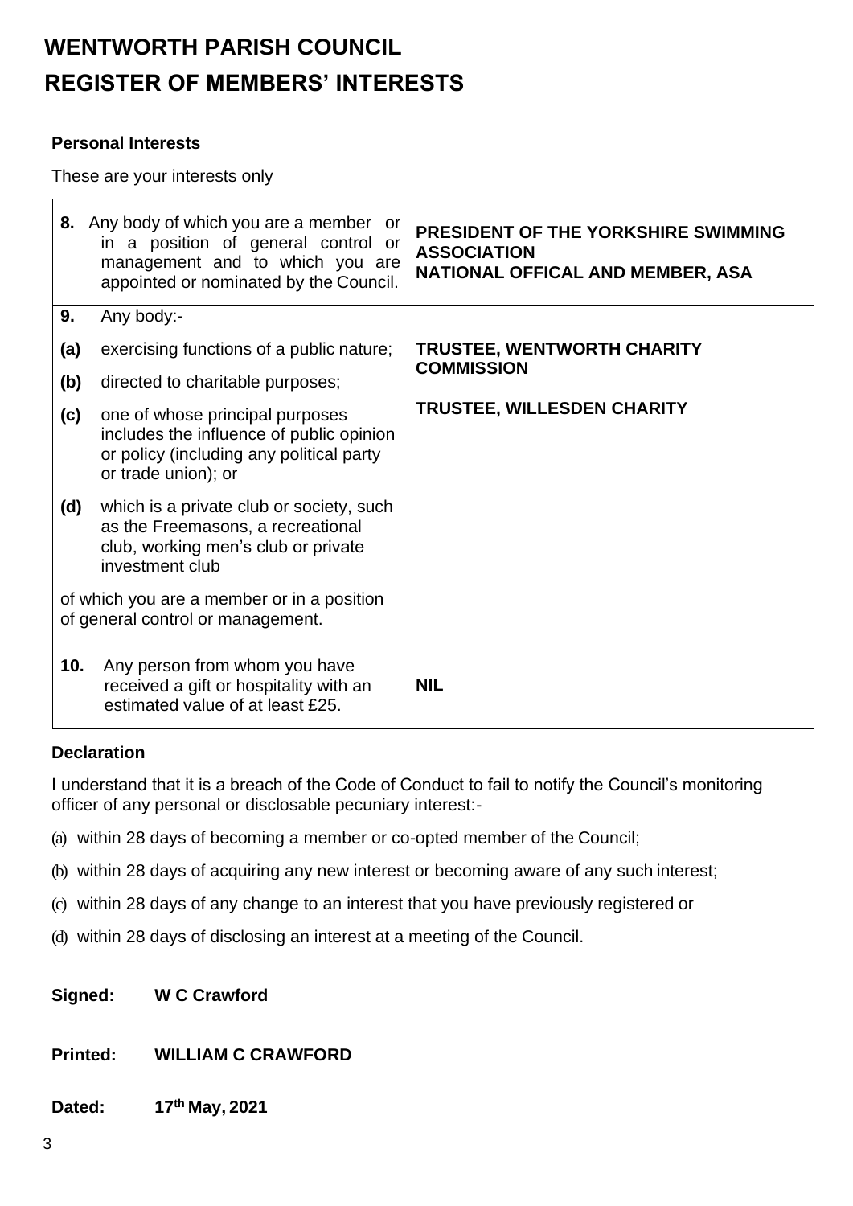# WENTWORTH PARISH COUNCIL

# REGISTER OF MEMBERS' INTERESTS

**Personal Interests**

These are your interests only

| | |
|---|---|
| **8.** Any body of which you are a member or in a position of general control or management and to which you are appointed or nominated by the Council. | **PRESIDENT OF THE YORKSHIRE SWIMMING ASSOCIATION**<br>**NATIONAL OFFICAL AND MEMBER, ASA** |
| **9.** Any body:-<br>**(a)** exercising functions of a public nature;<br>**(b)** directed to charitable purposes;<br>**(c)** one of whose principal purposes includes the influence of public opinion or policy (including any political party or trade union); or<br>**(d)** which is a private club or society, such as the Freemasons, a recreational club, working men's club or private investment club<br>of which you are a member or in a position of general control or management. | **TRUSTEE, WENTWORTH CHARITY COMMISSION**<br><br>**TRUSTEE, WILLESDEN CHARITY** |
| **10.** Any person from whom you have received a gift or hospitality with an estimated value of at least £25. | **NIL** |

**Declaration**

I understand that it is a breach of the Code of Conduct to fail to notify the Council's monitoring officer of any personal or disclosable pecuniary interest:-

(a) within 28 days of becoming a member or co-opted member of the Council;

(b) within 28 days of acquiring any new interest or becoming aware of any such interest;

(c) within 28 days of any change to an interest that you have previously registered or

(d) within 28 days of disclosing an interest at a meeting of the Council.

**Signed:** **W C Crawford**

**Printed:** **WILLIAM C CRAWFORD**

**Dated:** **17th May, 2021**